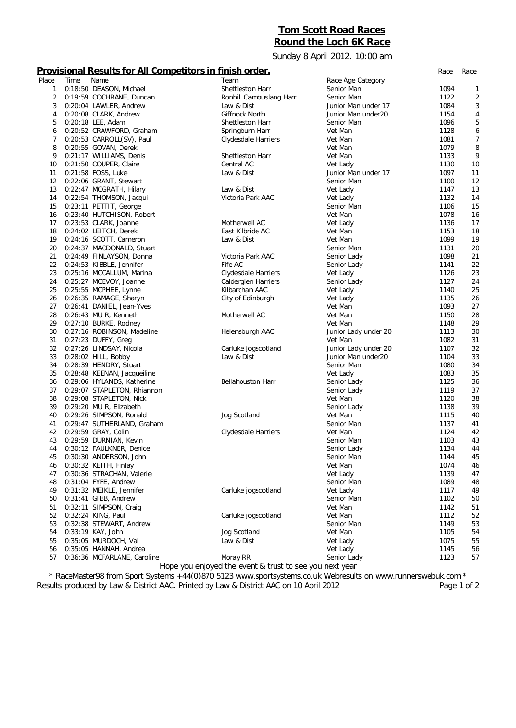# Tom Scott Road Races

## Round the Loch 6K Race

Sunday 8 April 2012. 10:00 am

### Provisional Results for All Competitors in finish order.

| Place | Time | Name | Team | Race Age Category | Race | Race |
|---|---|---|---|---|---|---|
| 1 | 0:18:50 | DEASON, Michael | Shettleston Harr | Senior Man | 1094 | 1 |
| 2 | 0:19:59 | COCHRANE, Duncan | Ronhill Cambuslang Harr | Senior Man | 1122 | 2 |
| 3 | 0:20:04 | LAWLER, Andrew | Law & Dist | Junior Man under 17 | 1084 | 3 |
| 4 | 0:20:08 | CLARK, Andrew | Giffnock North | Junior Man under20 | 1154 | 4 |
| 5 | 0:20:18 | LEE, Adam | Shettleston Harr | Senior Man | 1096 | 5 |
| 6 | 0:20:52 | CRAWFORD, Graham | Springburn Harr | Vet Man | 1128 | 6 |
| 7 | 0:20:53 | CARROLL(SV), Paul | Clydesdale Harriers | Vet Man | 1081 | 7 |
| 8 | 0:20:55 | GOVAN, Derek | | Vet Man | 1079 | 8 |
| 9 | 0:21:17 | WILLIAMS, Denis | Shettleston Harr | Vet Man | 1133 | 9 |
| 10 | 0:21:50 | COUPER, Claire | Central AC | Vet Lady | 1130 | 10 |
| 11 | 0:21:58 | FOSS, Luke | Law & Dist | Junior Man under 17 | 1097 | 11 |
| 12 | 0:22:06 | GRANT, Stewart | | Senior Man | 1100 | 12 |
| 13 | 0:22:47 | MCGRATH, Hilary | Law & Dist | Vet Lady | 1147 | 13 |
| 14 | 0:22:54 | THOMSON, Jacqui | Victoria Park AAC | Vet Lady | 1132 | 14 |
| 15 | 0:23:11 | PETTIT, George | | Senior Man | 1106 | 15 |
| 16 | 0:23:40 | HUTCHISON, Robert | | Vet Man | 1078 | 16 |
| 17 | 0:23:53 | CLARK, Joanne | Motherwell AC | Vet Lady | 1136 | 17 |
| 18 | 0:24:02 | LEITCH, Derek | East Kilbride AC | Vet Man | 1153 | 18 |
| 19 | 0:24:16 | SCOTT, Cameron | Law & Dist | Vet Man | 1099 | 19 |
| 20 | 0:24:37 | MACDONALD, Stuart | | Senior Man | 1131 | 20 |
| 21 | 0:24:49 | FINLAYSON, Donna | Victoria Park AAC | Senior Lady | 1098 | 21 |
| 22 | 0:24:53 | KIBBLE, Jennifer | Fife AC | Senior Lady | 1141 | 22 |
| 23 | 0:25:16 | MCCALLUM, Marina | Clydesdale Harriers | Vet Lady | 1126 | 23 |
| 24 | 0:25:27 | MCEVOY, Joanne | Calderglen Harriers | Senior Lady | 1127 | 24 |
| 25 | 0:25:55 | MCPHEE, Lynne | Kilbarchan AAC | Vet Lady | 1140 | 25 |
| 26 | 0:26:35 | RAMAGE, Sharyn | City of Edinburgh | Vet Lady | 1135 | 26 |
| 27 | 0:26:41 | DANIEL, Jean-Yves | | Vet Man | 1093 | 27 |
| 28 | 0:26:43 | MUIR, Kenneth | Motherwell AC | Vet Man | 1150 | 28 |
| 29 | 0:27:10 | BURKE, Rodney | | Vet Man | 1148 | 29 |
| 30 | 0:27:16 | ROBINSON, Madeline | Helensburgh AAC | Junior Lady under 20 | 1113 | 30 |
| 31 | 0:27:23 | DUFFY, Greg | | Vet Man | 1082 | 31 |
| 32 | 0:27:26 | LINDSAY, Nicola | Carluke jogscotland | Junior Lady under 20 | 1107 | 32 |
| 33 | 0:28:02 | HILL, Bobby | Law & Dist | Junior Man under20 | 1104 | 33 |
| 34 | 0:28:39 | HENDRY, Stuart | | Senior Man | 1080 | 34 |
| 35 | 0:28:48 | KEENAN, Jacqueiline | | Vet Lady | 1083 | 35 |
| 36 | 0:29:06 | HYLANDS, Katherine | Bellahouston Harr | Senior Lady | 1125 | 36 |
| 37 | 0:29:07 | STAPLETON, Rhiannon | | Senior Lady | 1119 | 37 |
| 38 | 0:29:08 | STAPLETON, Nick | | Vet Man | 1120 | 38 |
| 39 | 0:29:20 | MUIR, Elizabeth | | Senior Lady | 1138 | 39 |
| 40 | 0:29:26 | SIMPSON, Ronald | Jog Scotland | Vet Man | 1115 | 40 |
| 41 | 0:29:47 | SUTHERLAND, Graham | | Senior Man | 1137 | 41 |
| 42 | 0:29:59 | GRAY, Colin | Clydesdale Harriers | Vet Man | 1124 | 42 |
| 43 | 0:29:59 | DURNIAN, Kevin | | Senior Man | 1103 | 43 |
| 44 | 0:30:12 | FAULKNER, Denice | | Senior Lady | 1134 | 44 |
| 45 | 0:30:30 | ANDERSON, John | | Senior Man | 1144 | 45 |
| 46 | 0:30:32 | KEITH, Finlay | | Vet Man | 1074 | 46 |
| 47 | 0:30:36 | STRACHAN, Valerie | | Vet Lady | 1139 | 47 |
| 48 | 0:31:04 | FYFE, Andrew | | Senior Man | 1089 | 48 |
| 49 | 0:31:32 | MEIKLE, Jennifer | Carluke jogscotland | Vet Lady | 1117 | 49 |
| 50 | 0:31:41 | GIBB, Andrew | | Senior Man | 1102 | 50 |
| 51 | 0:32:11 | SIMPSON, Craig | | Vet Man | 1142 | 51 |
| 52 | 0:32:24 | KING, Paul | Carluke jogscotland | Vet Man | 1112 | 52 |
| 53 | 0:32:38 | STEWART, Andrew | | Senior Man | 1149 | 53 |
| 54 | 0:33:19 | KAY, John | Jog Scotland | Vet Man | 1105 | 54 |
| 55 | 0:35:05 | MURDOCH, Val | Law & Dist | Vet Lady | 1075 | 55 |
| 56 | 0:35:05 | HANNAH, Andrea | | Vet Lady | 1145 | 56 |
| 57 | 0:36:36 | MCFARLANE, Caroline | Moray RR | Senior Lady | 1123 | 57 |

Hope you enjoyed the event & trust to see you next year

* RaceMaster98 from Sport Systems +44(0)870 5123 www.sportsystems.co.uk Webresults on www.runnerswebuk.com *

Results produced by Law & District AAC. Printed by Law & District AAC on 10 April 2012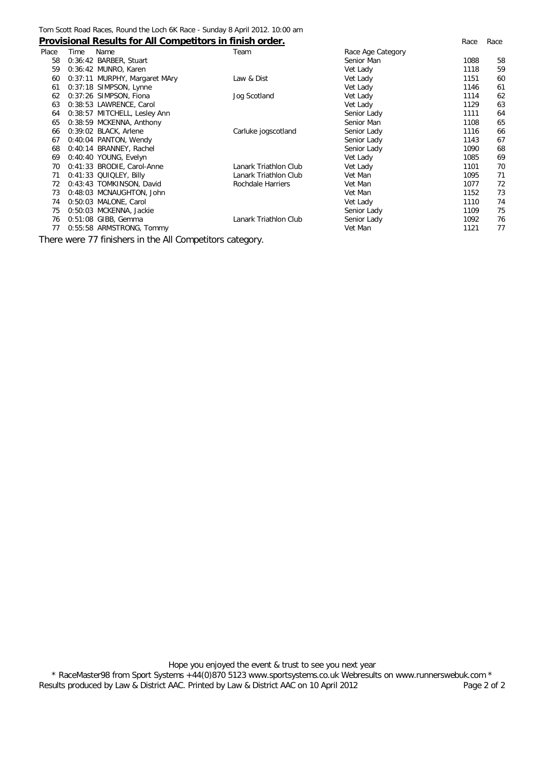Tom Scott Road Races, Round the Loch 6K Race - Sunday 8 April 2012. 10:00 am

## Provisional Results for All Competitors in finish order.

| Place | Time | Name | Team | Race Age Category | Race | Race |
|---|---|---|---|---|---|---|
| 58 | 0:36:42 | BARBER, Stuart | | Senior Man | 1088 | 58 |
| 59 | 0:36:42 | MUNRO, Karen | | Vet Lady | 1118 | 59 |
| 60 | 0:37:11 | MURPHY, Margaret MAry | Law & Dist | Vet Lady | 1151 | 60 |
| 61 | 0:37:18 | SIMPSON, Lynne | | Vet Lady | 1146 | 61 |
| 62 | 0:37:26 | SIMPSON, Fiona | Jog Scotland | Vet Lady | 1114 | 62 |
| 63 | 0:38:53 | LAWRENCE, Carol | | Vet Lady | 1129 | 63 |
| 64 | 0:38:57 | MITCHELL, Lesley Ann | | Senior Lady | 1111 | 64 |
| 65 | 0:38:59 | MCKENNA, Anthony | | Senior Man | 1108 | 65 |
| 66 | 0:39:02 | BLACK, Arlene | Carluke jogscotland | Senior Lady | 1116 | 66 |
| 67 | 0:40:04 | PANTON, Wendy | | Senior Lady | 1143 | 67 |
| 68 | 0:40:14 | BRANNEY, Rachel | | Senior Lady | 1090 | 68 |
| 69 | 0:40:40 | YOUNG, Evelyn | | Vet Lady | 1085 | 69 |
| 70 | 0:41:33 | BRODIE, Carol-Anne | Lanark Triathlon Club | Vet Lady | 1101 | 70 |
| 71 | 0:41:33 | QUIQLEY, Billy | Lanark Triathlon Club | Vet Man | 1095 | 71 |
| 72 | 0:43:43 | TOMKINSON, David | Rochdale Harriers | Vet Man | 1077 | 72 |
| 73 | 0:48:03 | MCNAUGHTON, John | | Vet Man | 1152 | 73 |
| 74 | 0:50:03 | MALONE, Carol | | Vet Lady | 1110 | 74 |
| 75 | 0:50:03 | MCKENNA, Jackie | | Senior Lady | 1109 | 75 |
| 76 | 0:51:08 | GIBB, Gemma | Lanark Triathlon Club | Senior Lady | 1092 | 76 |
| 77 | 0:55:58 | ARMSTRONG, Tommy | | Vet Man | 1121 | 77 |

There were 77 finishers in the All Competitors category.

Hope you enjoyed the event & trust to see you next year

* RaceMaster98 from Sport Systems +44(0)870 5123 www.sportsystems.co.uk Webresults on www.runnerswebuk.com *
Results produced by Law & District AAC. Printed by Law & District AAC on 10 April 2012